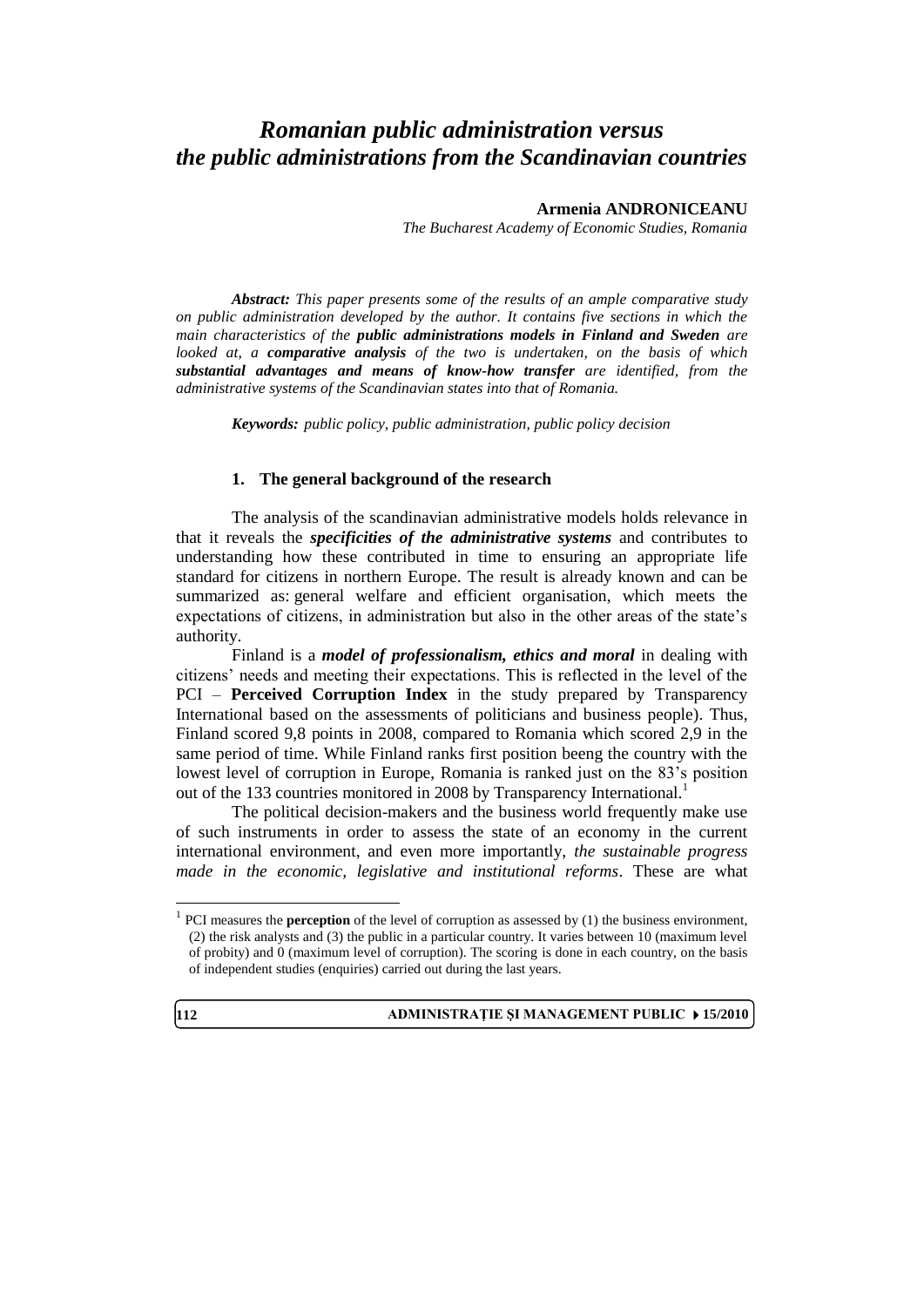# *Romanian public administration versus the public administrations from the Scandinavian countries*

**Armenia ANDRONICEANU**

*The Bucharest Academy of Economic Studies, Romania*

***Abstract:*** *This paper presents some of the results of an ample comparative study on public administration developed by the author. It contains five sections in which the main characteristics of the* ***public administrations models in Finland and Sweden*** *are looked at, a* ***comparative analysis*** *of the two is undertaken, on the basis of which* ***substantial advantages and means of know-how transfer*** *are identified, from the administrative systems of the Scandinavian states into that of Romania.*

***Keywords:*** *public policy, public administration, public policy decision*

## 1. The general background of the research

The analysis of the scandinavian administrative models holds relevance in that it reveals the ***specificities of the administrative systems*** and contributes to understanding how these contributed in time to ensuring an appropriate life standard for citizens in northern Europe. The result is already known and can be summarized as: general welfare and efficient organisation, which meets the expectations of citizens, in administration but also in the other areas of the state's authority.

Finland is a ***model of professionalism, ethics and moral*** in dealing with citizens' needs and meeting their expectations. This is reflected in the level of the PCI – **Perceived Corruption Index** in the study prepared by Transparency International based on the assessments of politicians and business people). Thus, Finland scored 9,8 points in 2008, compared to Romania which scored 2,9 in the same period of time. While Finland ranks first position beeng the country with the lowest level of corruption in Europe, Romania is ranked just on the 83's position out of the 133 countries monitored in 2008 by Transparency International.[1]

The political decision-makers and the business world frequently make use of such instruments in order to assess the state of an economy in the current international environment, and even more importantly, *the sustainable progress made in the economic, legislative and institutional reforms*. These are what

---

[1] PCI measures the **perception** of the level of corruption as assessed by (1) the business environment, (2) the risk analysts and (3) the public in a particular country. It varies between 10 (maximum level of probity) and 0 (maximum level of corruption). The scoring is done in each country, on the basis of independent studies (enquiries) carried out during the last years.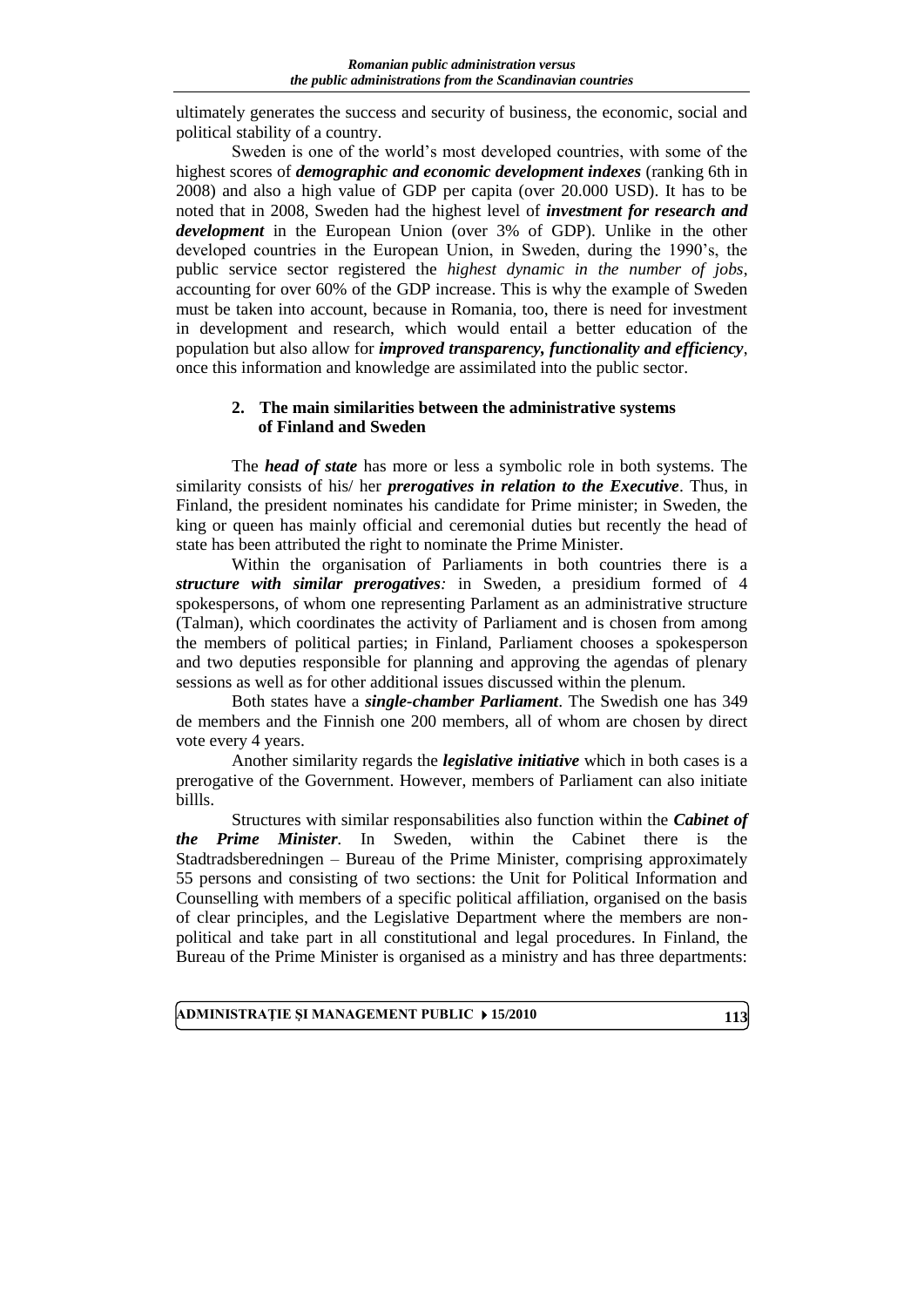ultimately generates the success and security of business, the economic, social and political stability of a country.

Sweden is one of the world's most developed countries, with some of the highest scores of ***demographic and economic development indexes*** (ranking 6th in 2008) and also a high value of GDP per capita (over 20.000 USD). It has to be noted that in 2008, Sweden had the highest level of ***investment for research and development*** in the European Union (over 3% of GDP). Unlike in the other developed countries in the European Union, in Sweden, during the 1990's, the public service sector registered the *highest dynamic in the number of jobs*, accounting for over 60% of the GDP increase. This is why the example of Sweden must be taken into account, because in Romania, too, there is need for investment in development and research, which would entail a better education of the population but also allow for ***improved transparency, functionality and efficiency***, once this information and knowledge are assimilated into the public sector.

## 2. The main similarities between the administrative systems of Finland and Sweden

The ***head of state*** has more or less a symbolic role in both systems. The similarity consists of his/ her ***prerogatives in relation to the Executive***. Thus, in Finland, the president nominates his candidate for Prime minister; in Sweden, the king or queen has mainly official and ceremonial duties but recently the head of state has been attributed the right to nominate the Prime Minister.

Within the organisation of Parliaments in both countries there is a ***structure with similar prerogatives***: in Sweden, a presidium formed of 4 spokespersons, of whom one representing Parlament as an administrative structure (Talman), which coordinates the activity of Parliament and is chosen from among the members of political parties; in Finland, Parliament chooses a spokesperson and two deputies responsible for planning and approving the agendas of plenary sessions as well as for other additional issues discussed within the plenum.

Both states have a ***single-chamber Parliament***. The Swedish one has 349 de members and the Finnish one 200 members, all of whom are chosen by direct vote every 4 years.

Another similarity regards the ***legislative initiative*** which in both cases is a prerogative of the Government. However, members of Parliament can also initiate billls.

Structures with similar responsabilities also function within the ***Cabinet of the Prime Minister***. In Sweden, within the Cabinet there is the Stadtradsberedningen – Bureau of the Prime Minister, comprising approximately 55 persons and consisting of two sections: the Unit for Political Information and Counselling with members of a specific political affiliation, organised on the basis of clear principles, and the Legislative Department where the members are non-political and take part in all constitutional and legal procedures. In Finland, the Bureau of the Prime Minister is organised as a ministry and has three departments: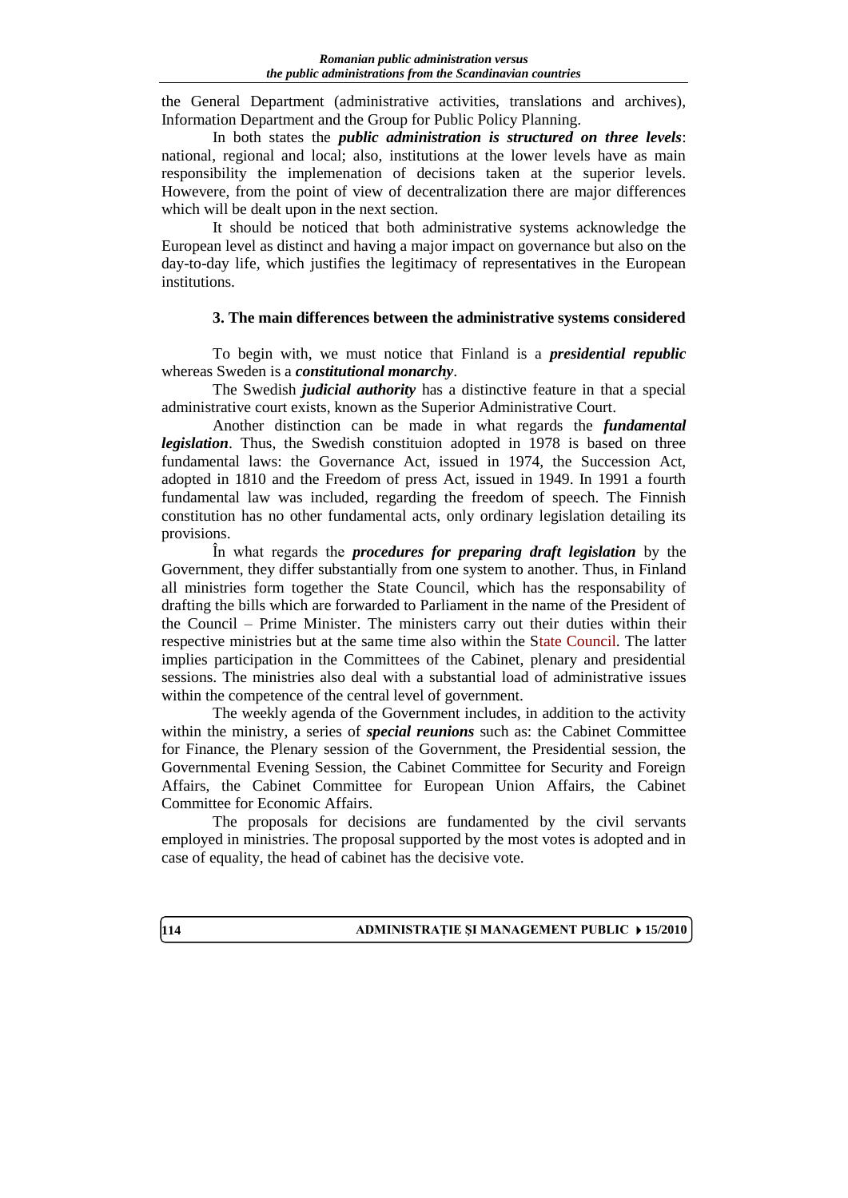the General Department (administrative activities, translations and archives), Information Department and the Group for Public Policy Planning.

In both states the ***public administration is structured on three levels***: national, regional and local; also, institutions at the lower levels have as main responsibility the implemenation of decisions taken at the superior levels. Howevere, from the point of view of decentralization there are major differences which will be dealt upon in the next section.

It should be noticed that both administrative systems acknowledge the European level as distinct and having a major impact on governance but also on the day-to-day life, which justifies the legitimacy of representatives in the European institutions.

### 3. The main differences between the administrative systems considered

To begin with, we must notice that Finland is a ***presidential republic*** whereas Sweden is a ***constitutional monarchy***.

The Swedish ***judicial authority*** has a distinctive feature in that a special administrative court exists, known as the Superior Administrative Court.

Another distinction can be made in what regards the ***fundamental legislation***. Thus, the Swedish constituion adopted in 1978 is based on three fundamental laws: the Governance Act, issued in 1974, the Succession Act, adopted in 1810 and the Freedom of press Act, issued in 1949. In 1991 a fourth fundamental law was included, regarding the freedom of speech. The Finnish constitution has no other fundamental acts, only ordinary legislation detailing its provisions.

În what regards the ***procedures for preparing draft legislation*** by the Government, they differ substantially from one system to another. Thus, in Finland all ministries form together the State Council, which has the responsability of drafting the bills which are forwarded to Parliament in the name of the President of the Council – Prime Minister. The ministers carry out their duties within their respective ministries but at the same time also within the State Council. The latter implies participation in the Committees of the Cabinet, plenary and presidential sessions. The ministries also deal with a substantial load of administrative issues within the competence of the central level of government.

The weekly agenda of the Government includes, in addition to the activity within the ministry, a series of ***special reunions*** such as: the Cabinet Committee for Finance, the Plenary session of the Government, the Presidential session, the Governmental Evening Session, the Cabinet Committee for Security and Foreign Affairs, the Cabinet Committee for European Union Affairs, the Cabinet Committee for Economic Affairs.

The proposals for decisions are fundamented by the civil servants employed in ministries. The proposal supported by the most votes is adopted and in case of equality, the head of cabinet has the decisive vote.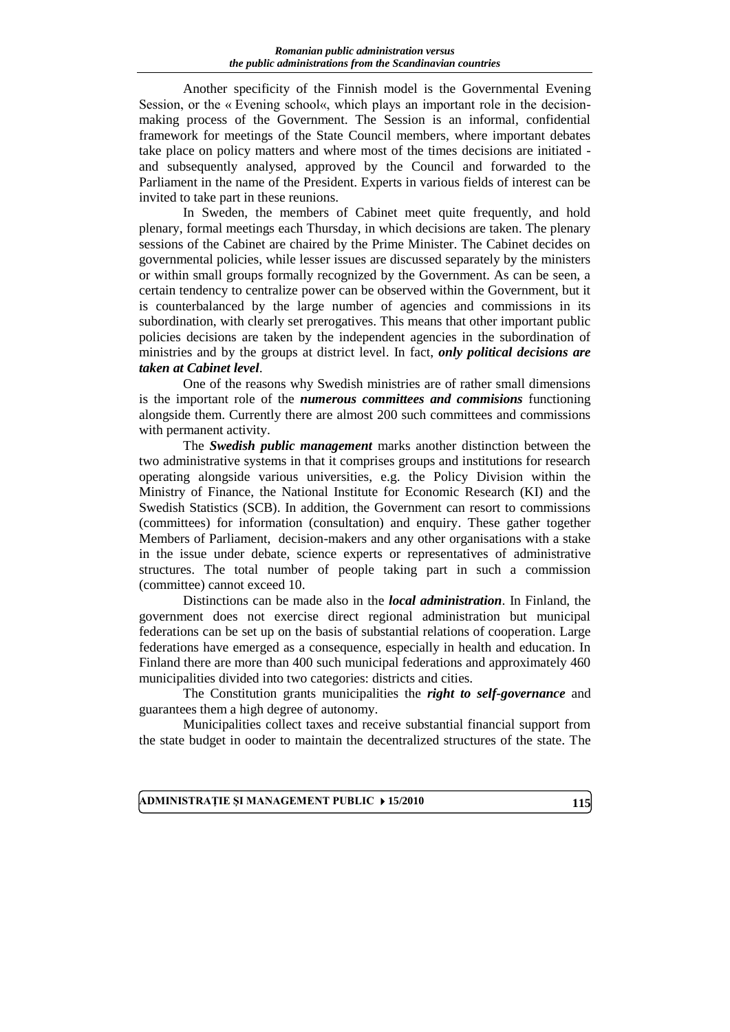Another specificity of the Finnish model is the Governmental Evening Session, or the « Evening school«, which plays an important role in the decision-making process of the Government. The Session is an informal, confidential framework for meetings of the State Council members, where important debates take place on policy matters and where most of the times decisions are initiated - and subsequently analysed, approved by the Council and forwarded to the Parliament in the name of the President. Experts in various fields of interest can be invited to take part in these reunions.

In Sweden, the members of Cabinet meet quite frequently, and hold plenary, formal meetings each Thursday, in which decisions are taken. The plenary sessions of the Cabinet are chaired by the Prime Minister. The Cabinet decides on governmental policies, while lesser issues are discussed separately by the ministers or within small groups formally recognized by the Government. As can be seen, a certain tendency to centralize power can be observed within the Government, but it is counterbalanced by the large number of agencies and commissions in its subordination, with clearly set prerogatives. This means that other important public policies decisions are taken by the independent agencies in the subordination of ministries and by the groups at district level. In fact, ***only political decisions are taken at Cabinet level***.

One of the reasons why Swedish ministries are of rather small dimensions is the important role of the ***numerous committees and commisions*** functioning alongside them. Currently there are almost 200 such committees and commissions with permanent activity.

The ***Swedish public management*** marks another distinction between the two administrative systems in that it comprises groups and institutions for research operating alongside various universities, e.g. the Policy Division within the Ministry of Finance, the National Institute for Economic Research (KI) and the Swedish Statistics (SCB). In addition, the Government can resort to commissions (committees) for information (consultation) and enquiry. These gather together Members of Parliament, decision-makers and any other organisations with a stake in the issue under debate, science experts or representatives of administrative structures. The total number of people taking part in such a commission (committee) cannot exceed 10.

Distinctions can be made also in the ***local administration***. In Finland, the government does not exercise direct regional administration but municipal federations can be set up on the basis of substantial relations of cooperation. Large federations have emerged as a consequence, especially in health and education. In Finland there are more than 400 such municipal federations and approximately 460 municipalities divided into two categories: districts and cities.

The Constitution grants municipalities the ***right to self-governance*** and guarantees them a high degree of autonomy.

Municipalities collect taxes and receive substantial financial support from the state budget in ooder to maintain the decentralized structures of the state. The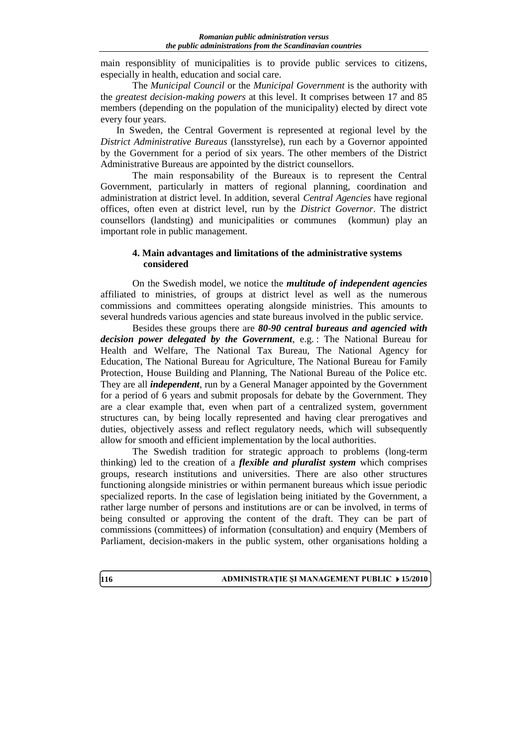main responsiblity of municipalities is to provide public services to citizens, especially in health, education and social care.

The *Municipal Council* or the *Municipal Government* is the authority with the *greatest decision-making powers* at this level. It comprises between 17 and 85 members (depending on the population of the municipality) elected by direct vote every four years.

In Sweden, the Central Goverment is represented at regional level by the *District Administrative Bureaus* (lansstyrelse), run each by a Governor appointed by the Government for a period of six years. The other members of the District Administrative Bureaus are appointed by the district counsellors.

The main responsability of the Bureaux is to represent the Central Government, particularly in matters of regional planning, coordination and administration at district level. In addition, several *Central Agencies* have regional offices, often even at district level, run by the *District Governor*. The district counsellors (landsting) and municipalities or communes (kommun) play an important role in public management.

### 4. Main advantages and limitations of the administrative systems considered

On the Swedish model, we notice the ***multitude of independent agencies*** affiliated to ministries, of groups at district level as well as the numerous commissions and committees operating alongside ministries. This amounts to several hundreds various agencies and state bureaus involved in the public service.

Besides these groups there are ***80-90 central bureaus and agencied with decision power delegated by the Government***, e.g. : The National Bureau for Health and Welfare, The National Tax Bureau, The National Agency for Education, The National Bureau for Agriculture, The National Bureau for Family Protection, House Building and Planning, The National Bureau of the Police etc. They are all ***independent***, run by a General Manager appointed by the Government for a period of 6 years and submit proposals for debate by the Government. They are a clear example that, even when part of a centralized system, government structures can, by being locally represented and having clear prerogatives and duties, objectively assess and reflect regulatory needs, which will subsequently allow for smooth and efficient implementation by the local authorities.

The Swedish tradition for strategic approach to problems (long-term thinking) led to the creation of a ***flexible and pluralist system*** which comprises groups, research institutions and universities. There are also other structures functioning alongside ministries or within permanent bureaus which issue periodic specialized reports. In the case of legislation being initiated by the Government, a rather large number of persons and institutions are or can be involved, in terms of being consulted or approving the content of the draft. They can be part of commissions (committees) of information (consultation) and enquiry (Members of Parliament, decision-makers in the public system, other organisations holding a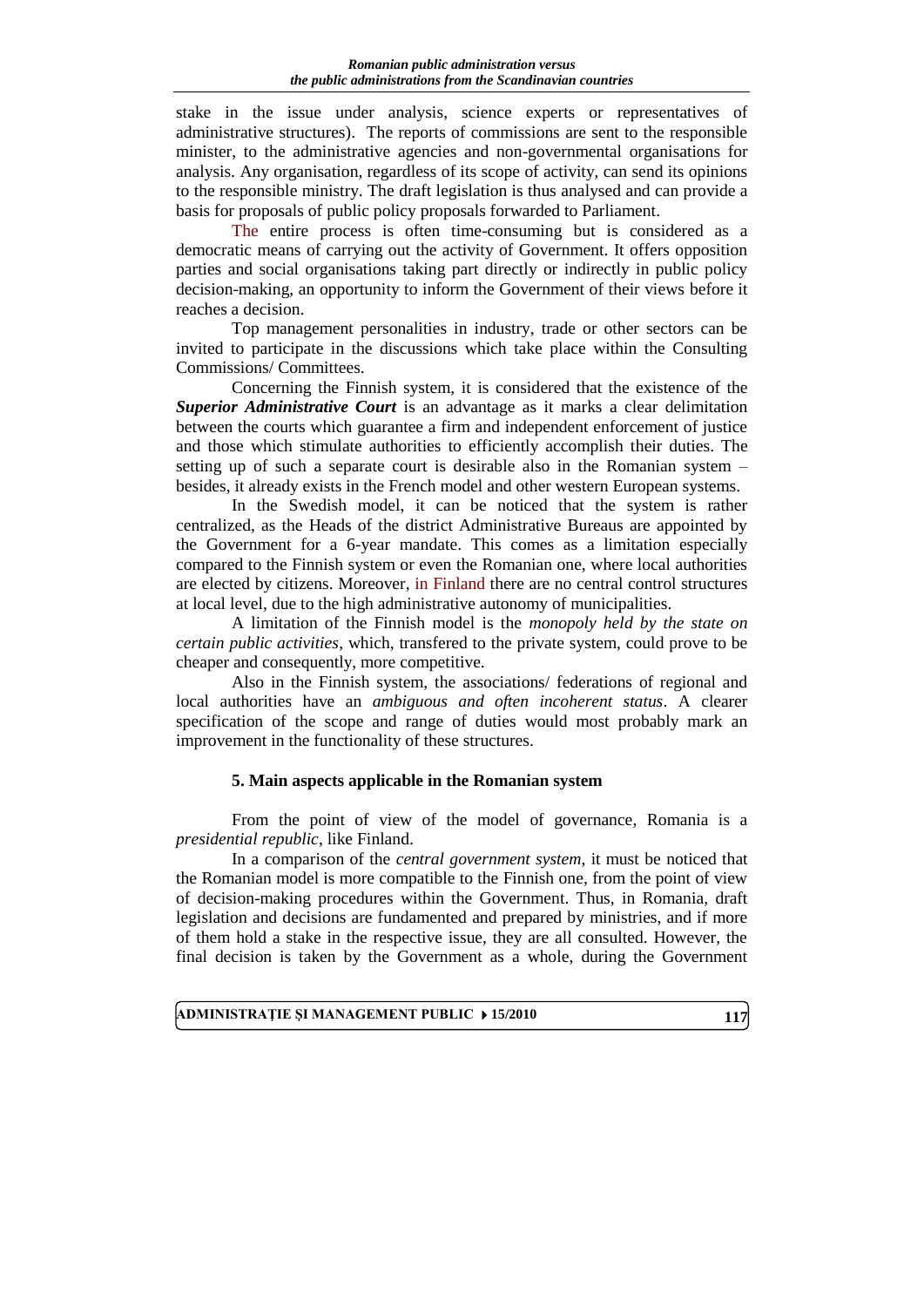stake in the issue under analysis, science experts or representatives of administrative structures). The reports of commissions are sent to the responsible minister, to the administrative agencies and non-governmental organisations for analysis. Any organisation, regardless of its scope of activity, can send its opinions to the responsible ministry. The draft legislation is thus analysed and can provide a basis for proposals of public policy proposals forwarded to Parliament.

The entire process is often time-consuming but is considered as a democratic means of carrying out the activity of Government. It offers opposition parties and social organisations taking part directly or indirectly in public policy decision-making, an opportunity to inform the Government of their views before it reaches a decision.

Top management personalities in industry, trade or other sectors can be invited to participate in the discussions which take place within the Consulting Commissions/ Committees.

Concerning the Finnish system, it is considered that the existence of the ***Superior Administrative Court*** is an advantage as it marks a clear delimitation between the courts which guarantee a firm and independent enforcement of justice and those which stimulate authorities to efficiently accomplish their duties. The setting up of such a separate court is desirable also in the Romanian system – besides, it already exists in the French model and other western European systems.

In the Swedish model, it can be noticed that the system is rather centralized, as the Heads of the district Administrative Bureaus are appointed by the Government for a 6-year mandate. This comes as a limitation especially compared to the Finnish system or even the Romanian one, where local authorities are elected by citizens. Moreover, in Finland there are no central control structures at local level, due to the high administrative autonomy of municipalities.

A limitation of the Finnish model is the *monopoly held by the state on certain public activities*, which, transfered to the private system, could prove to be cheaper and consequently, more competitive.

Also in the Finnish system, the associations/ federations of regional and local authorities have an *ambiguous and often incoherent status*. A clearer specification of the scope and range of duties would most probably mark an improvement in the functionality of these structures.

### 5. Main aspects applicable in the Romanian system

From the point of view of the model of governance, Romania is a *presidential republic*, like Finland.

In a comparison of the *central government system*, it must be noticed that the Romanian model is more compatible to the Finnish one, from the point of view of decision-making procedures within the Government. Thus, in Romania, draft legislation and decisions are fundamented and prepared by ministries, and if more of them hold a stake in the respective issue, they are all consulted. However, the final decision is taken by the Government as a whole, during the Government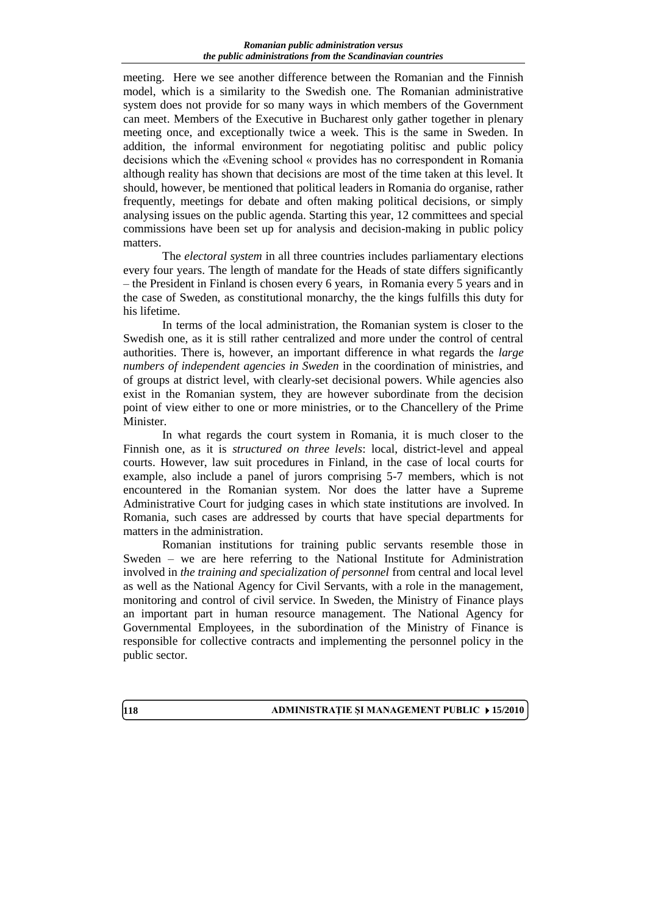meeting. Here we see another difference between the Romanian and the Finnish model, which is a similarity to the Swedish one. The Romanian administrative system does not provide for so many ways in which members of the Government can meet. Members of the Executive in Bucharest only gather together in plenary meeting once, and exceptionally twice a week. This is the same in Sweden. In addition, the informal environment for negotiating politisc and public policy decisions which the «Evening school « provides has no correspondent in Romania although reality has shown that decisions are most of the time taken at this level. It should, however, be mentioned that political leaders in Romania do organise, rather frequently, meetings for debate and often making political decisions, or simply analysing issues on the public agenda. Starting this year, 12 committees and special commissions have been set up for analysis and decision-making in public policy matters.

The *electoral system* in all three countries includes parliamentary elections every four years. The length of mandate for the Heads of state differs significantly – the President in Finland is chosen every 6 years, in Romania every 5 years and in the case of Sweden, as constitutional monarchy, the the kings fulfills this duty for his lifetime.

In terms of the local administration, the Romanian system is closer to the Swedish one, as it is still rather centralized and more under the control of central authorities. There is, however, an important difference in what regards the *large numbers of independent agencies in Sweden* in the coordination of ministries, and of groups at district level, with clearly-set decisional powers. While agencies also exist in the Romanian system, they are however subordinate from the decision point of view either to one or more ministries, or to the Chancellery of the Prime Minister.

In what regards the court system in Romania, it is much closer to the Finnish one, as it is *structured on three levels*: local, district-level and appeal courts. However, law suit procedures in Finland, in the case of local courts for example, also include a panel of jurors comprising 5-7 members, which is not encountered in the Romanian system. Nor does the latter have a Supreme Administrative Court for judging cases in which state institutions are involved. In Romania, such cases are addressed by courts that have special departments for matters in the administration.

Romanian institutions for training public servants resemble those in Sweden – we are here referring to the National Institute for Administration involved in *the training and specialization of personnel* from central and local level as well as the National Agency for Civil Servants, with a role in the management, monitoring and control of civil service. In Sweden, the Ministry of Finance plays an important part in human resource management. The National Agency for Governmental Employees, in the subordination of the Ministry of Finance is responsible for collective contracts and implementing the personnel policy in the public sector.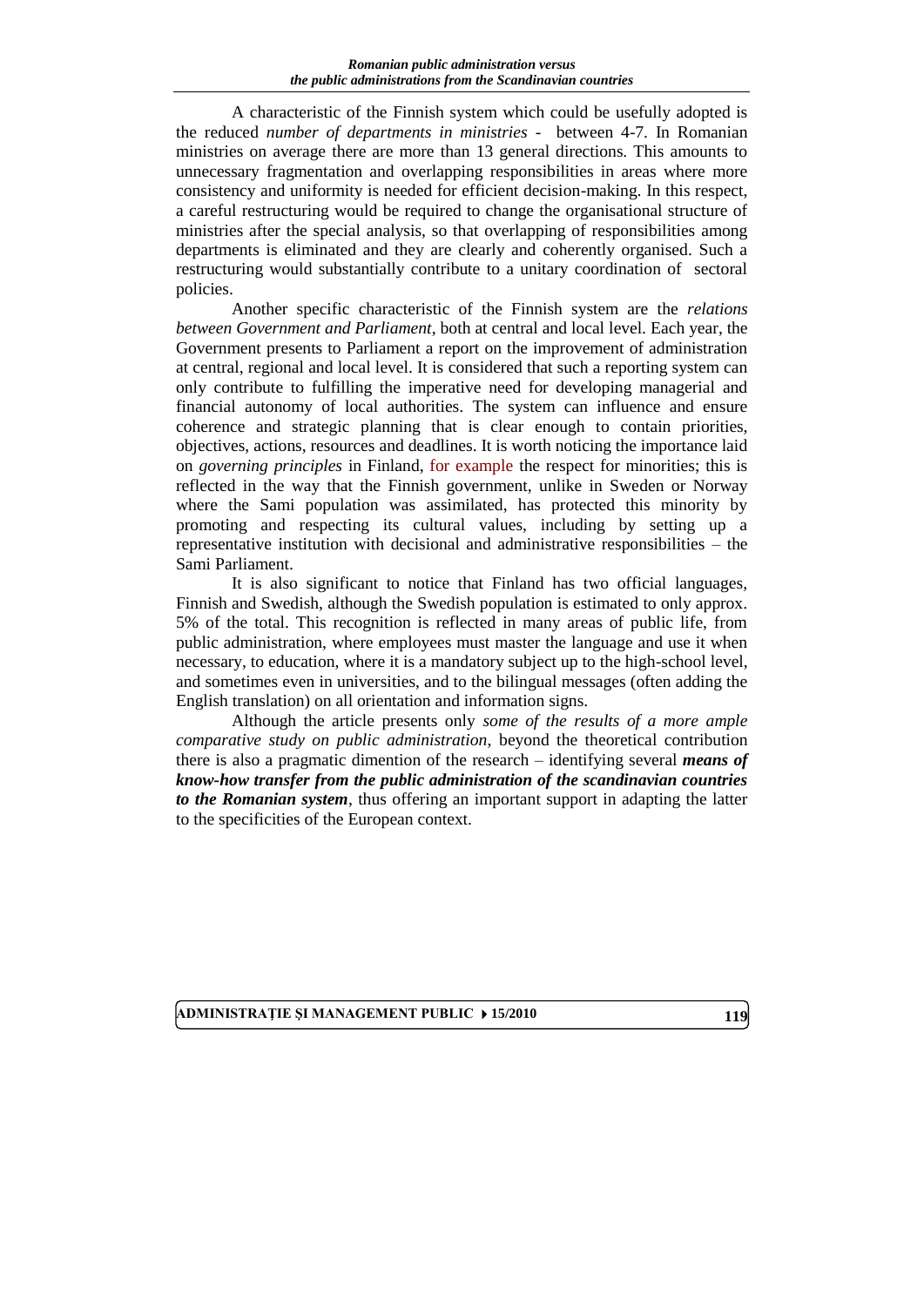A characteristic of the Finnish system which could be usefully adopted is the reduced *number of departments in ministries* - between 4-7. In Romanian ministries on average there are more than 13 general directions. This amounts to unnecessary fragmentation and overlapping responsibilities in areas where more consistency and uniformity is needed for efficient decision-making. In this respect, a careful restructuring would be required to change the organisational structure of ministries after the special analysis, so that overlapping of responsibilities among departments is eliminated and they are clearly and coherently organised. Such a restructuring would substantially contribute to a unitary coordination of sectoral policies.

Another specific characteristic of the Finnish system are the *relations between Government and Parliament*, both at central and local level. Each year, the Government presents to Parliament a report on the improvement of administration at central, regional and local level. It is considered that such a reporting system can only contribute to fulfilling the imperative need for developing managerial and financial autonomy of local authorities. The system can influence and ensure coherence and strategic planning that is clear enough to contain priorities, objectives, actions, resources and deadlines. It is worth noticing the importance laid on *governing principles* in Finland, for example the respect for minorities; this is reflected in the way that the Finnish government, unlike in Sweden or Norway where the Sami population was assimilated, has protected this minority by promoting and respecting its cultural values, including by setting up a representative institution with decisional and administrative responsibilities – the Sami Parliament.

It is also significant to notice that Finland has two official languages, Finnish and Swedish, although the Swedish population is estimated to only approx. 5% of the total. This recognition is reflected in many areas of public life, from public administration, where employees must master the language and use it when necessary, to education, where it is a mandatory subject up to the high-school level, and sometimes even in universities, and to the bilingual messages (often adding the English translation) on all orientation and information signs.

Although the article presents only *some of the results of a more ample comparative study on public administration*, beyond the theoretical contribution there is also a pragmatic dimention of the research – identifying several ***means of know-how transfer from the public administration of the scandinavian countries to the Romanian system***, thus offering an important support in adapting the latter to the specificities of the European context.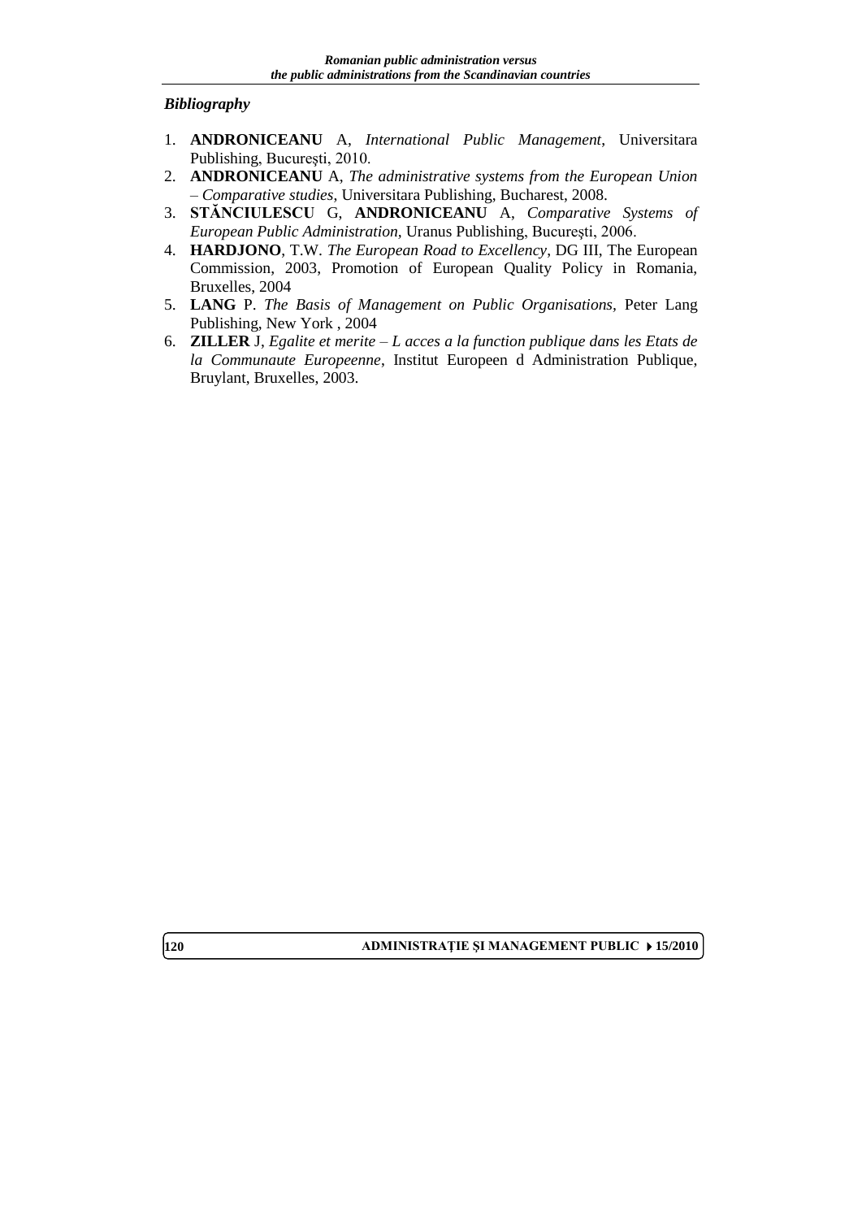### *Bibliography*

1. **ANDRONICEANU** A, *International Public Management*, Universitara Publishing, Bucureşti, 2010.
2. **ANDRONICEANU** A, *The administrative systems from the European Union – Comparative studies*, Universitara Publishing, Bucharest, 2008.
3. **STĂNCIULESCU** G, **ANDRONICEANU** A, *Comparative Systems of European Public Administration*, Uranus Publishing, Bucureşti, 2006.
4. **HARDJONO**, T.W. *The European Road to Excellency*, DG III, The European Commission, 2003, Promotion of European Quality Policy in Romania, Bruxelles, 2004
5. **LANG** P. *The Basis of Management on Public Organisations,* Peter Lang Publishing, New York , 2004
6. **ZILLER** J, *Egalite et merite – L acces a la function publique dans les Etats de la Communaute Europeenne*, Institut Europeen d Administration Publique, Bruylant, Bruxelles, 2003.